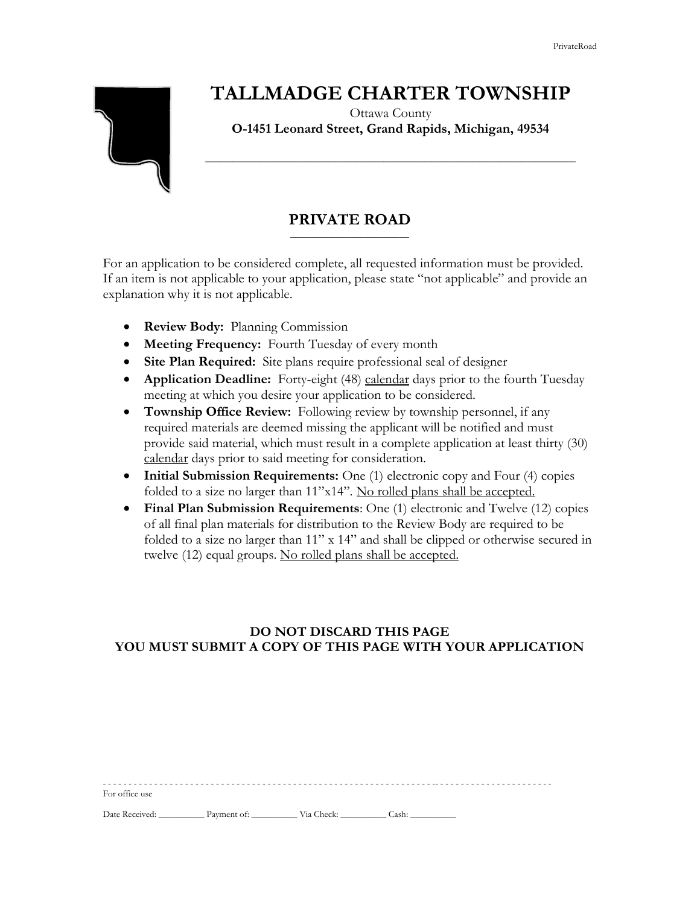# TALLMADGE CHARTER TOWNSHIP

Ottawa County

**O-1451 Leonard Street, Grand Rapids, Michigan, 49534**

## PRIVATE ROAD

For an application to be considered complete, all requested information must be provided. If an item is not applicable to your application, please state "not applicable" and provide an explanation why it is not applicable.

- **Review Body:** Planning Commission
- **Meeting Frequency:** Fourth Tuesday of every month
- **Site Plan Required:** Site plans require professional seal of designer
- **Application Deadline:** Forty-eight (48) calendar days prior to the fourth Tuesday meeting at which you desire your application to be considered.
- **Township Office Review:** Following review by township personnel, if any required materials are deemed missing the applicant will be notified and must provide said material, which must result in a complete application at least thirty (30) calendar days prior to said meeting for consideration.
- **Initial Submission Requirements:** One (1) electronic copy and Four (4) copies folded to a size no larger than 11"x14". No rolled plans shall be accepted.
- **Final Plan Submission Requirements**: One (1) electronic and Twelve (12) copies of all final plan materials for distribution to the Review Body are required to be folded to a size no larger than 11" x 14" and shall be clipped or otherwise secured in twelve (12) equal groups. No rolled plans shall be accepted.

**DO NOT DISCARD THIS PAGE**
**YOU MUST SUBMIT A COPY OF THIS PAGE WITH YOUR APPLICATION**

---

For office use

Date Received: __________ Payment of: __________ Via Check: __________ Cash: __________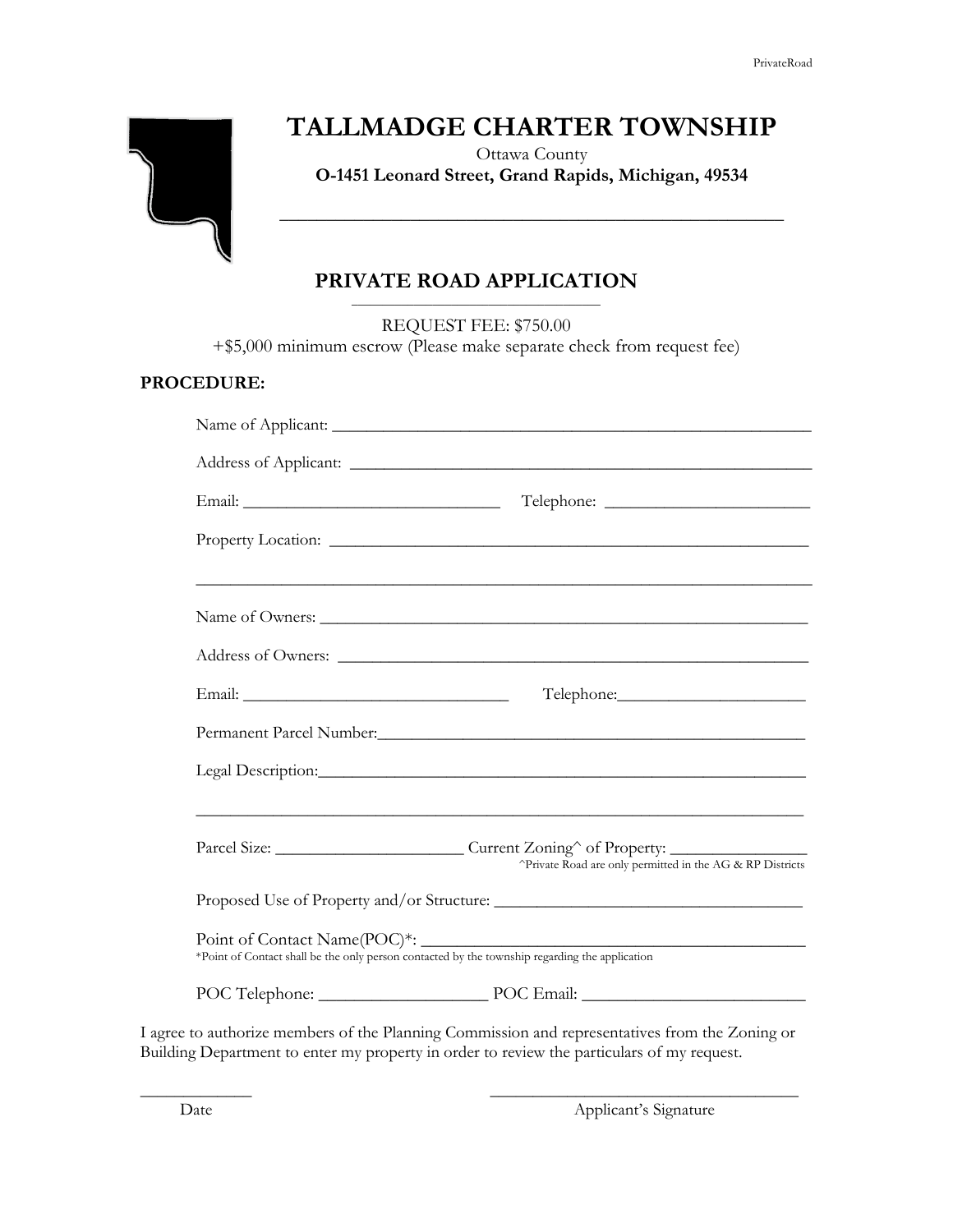# TALLMADGE CHARTER TOWNSHIP

Ottawa County

**O-1451 Leonard Street, Grand Rapids, Michigan, 49534**

## PRIVATE ROAD APPLICATION

REQUEST FEE: $750.00
+$5,000 minimum escrow (Please make separate check from request fee)

**PROCEDURE:**

Name of Applicant: _______________________________________________

Address of Applicant: _______________________________________________

Email: ______________________________ Telephone: ________________________

Property Location: _______________________________________________

_______________________________________________________________

Name of Owners: _______________________________________________

Address of Owners: _______________________________________________

Email: ______________________________ Telephone: ________________________

Permanent Parcel Number: _______________________________________________

Legal Description: _______________________________________________

_______________________________________________________________

Parcel Size: ______________________ Current Zoning^ of Property: ________________

^Private Road are only permitted in the AG & RP Districts

Proposed Use of Property and/or Structure: ___________________________________

Point of Contact Name(POC)*: _______________________________________________

*Point of Contact shall be the only person contacted by the township regarding the application

POC Telephone: ___________________ POC Email: __________________________

I agree to authorize members of the Planning Commission and representatives from the Zoning or Building Department to enter my property in order to review the particulars of my request.

_____________ ______________________________________

Date Applicant's Signature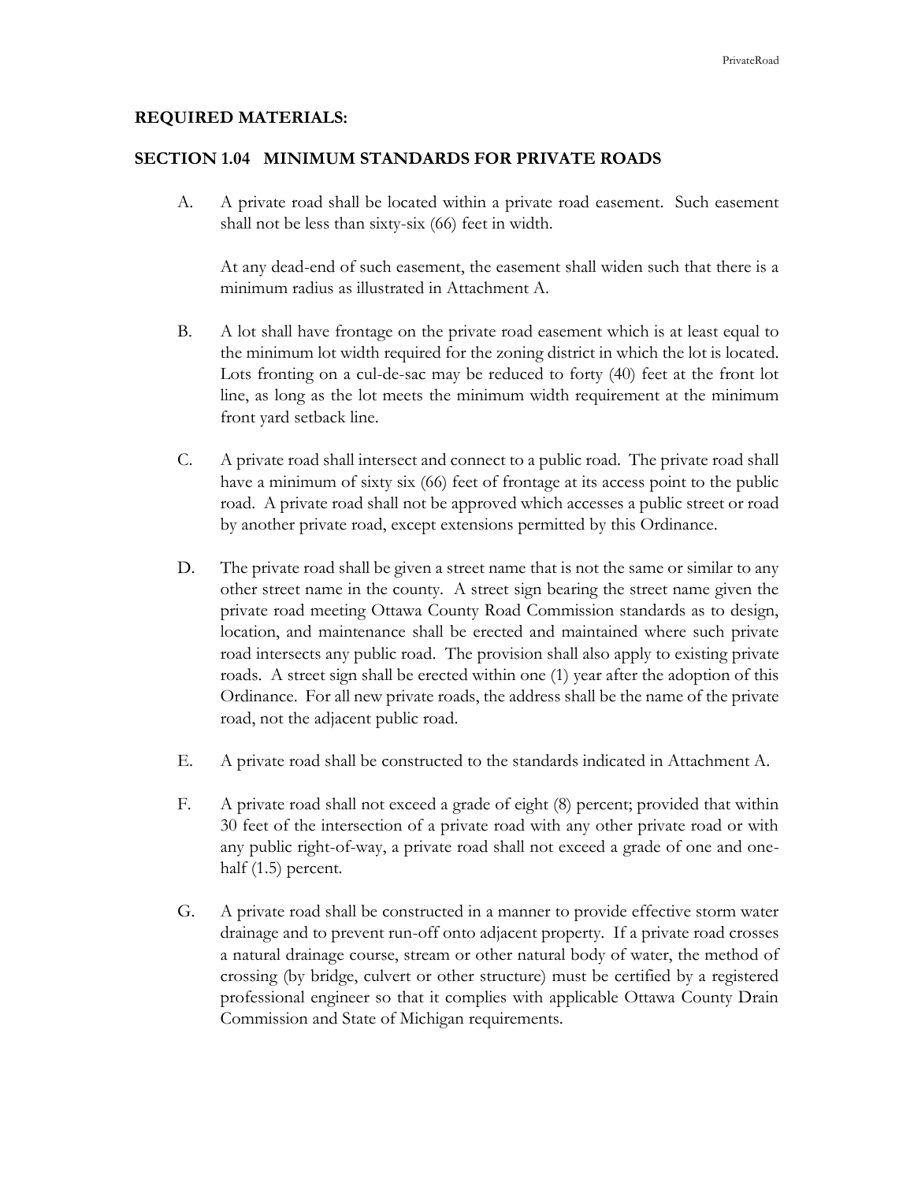**REQUIRED MATERIALS:**

## SECTION 1.04 MINIMUM STANDARDS FOR PRIVATE ROADS

A. A private road shall be located within a private road easement. Such easement shall not be less than sixty-six (66) feet in width.

   At any dead-end of such easement, the easement shall widen such that there is a minimum radius as illustrated in Attachment A.

B. A lot shall have frontage on the private road easement which is at least equal to the minimum lot width required for the zoning district in which the lot is located. Lots fronting on a cul-de-sac may be reduced to forty (40) feet at the front lot line, as long as the lot meets the minimum width requirement at the minimum front yard setback line.

C. A private road shall intersect and connect to a public road. The private road shall have a minimum of sixty six (66) feet of frontage at its access point to the public road. A private road shall not be approved which accesses a public street or road by another private road, except extensions permitted by this Ordinance.

D. The private road shall be given a street name that is not the same or similar to any other street name in the county. A street sign bearing the street name given the private road meeting Ottawa County Road Commission standards as to design, location, and maintenance shall be erected and maintained where such private road intersects any public road. The provision shall also apply to existing private roads. A street sign shall be erected within one (1) year after the adoption of this Ordinance. For all new private roads, the address shall be the name of the private road, not the adjacent public road.

E. A private road shall be constructed to the standards indicated in Attachment A.

F. A private road shall not exceed a grade of eight (8) percent; provided that within 30 feet of the intersection of a private road with any other private road or with any public right-of-way, a private road shall not exceed a grade of one and one-half (1.5) percent.

G. A private road shall be constructed in a manner to provide effective storm water drainage and to prevent run-off onto adjacent property. If a private road crosses a natural drainage course, stream or other natural body of water, the method of crossing (by bridge, culvert or other structure) must be certified by a registered professional engineer so that it complies with applicable Ottawa County Drain Commission and State of Michigan requirements.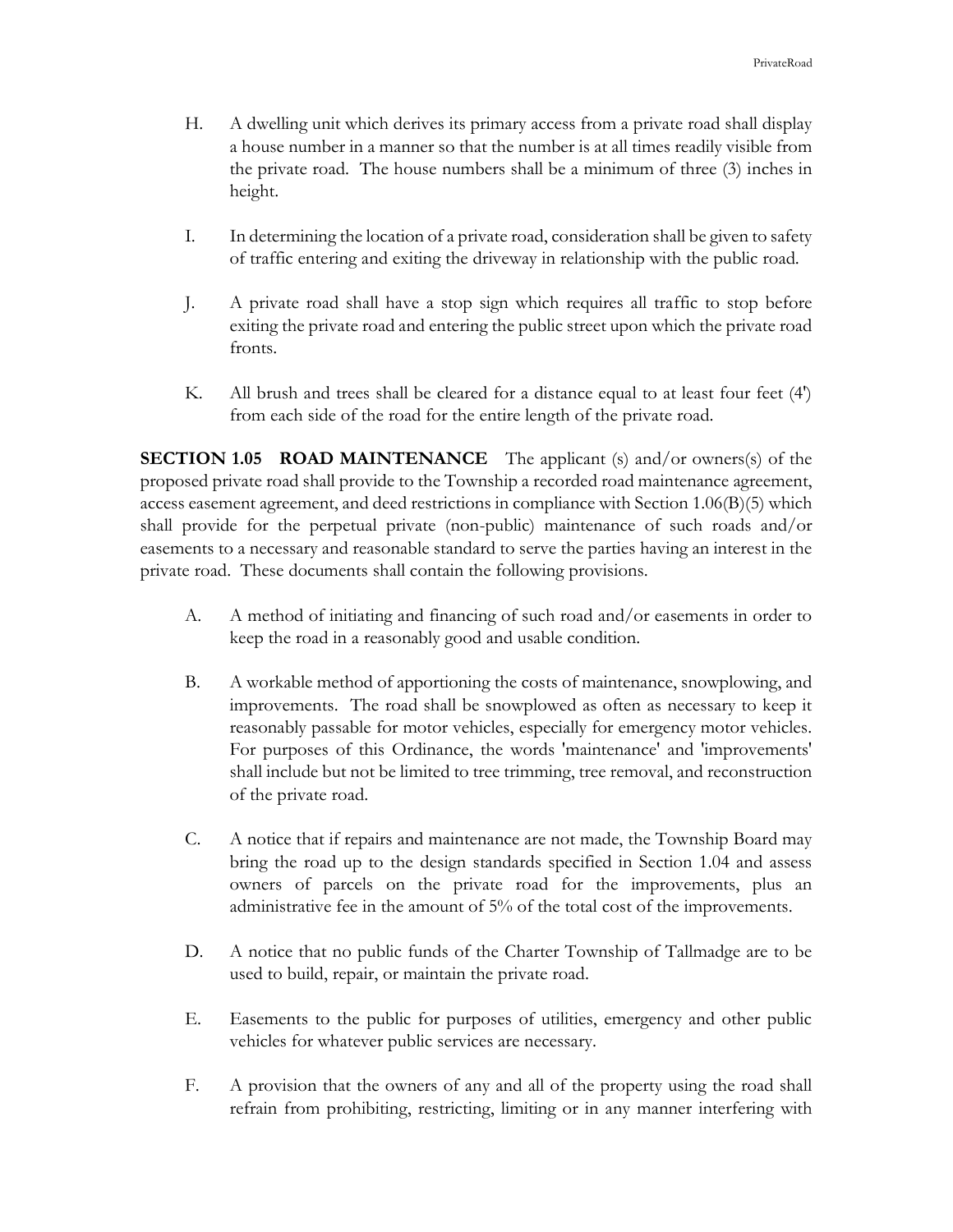H. A dwelling unit which derives its primary access from a private road shall display a house number in a manner so that the number is at all times readily visible from the private road. The house numbers shall be a minimum of three (3) inches in height.

I. In determining the location of a private road, consideration shall be given to safety of traffic entering and exiting the driveway in relationship with the public road.

J. A private road shall have a stop sign which requires all traffic to stop before exiting the private road and entering the public street upon which the private road fronts.

K. All brush and trees shall be cleared for a distance equal to at least four feet (4') from each side of the road for the entire length of the private road.

**SECTION 1.05 ROAD MAINTENANCE** The applicant (s) and/or owners(s) of the proposed private road shall provide to the Township a recorded road maintenance agreement, access easement agreement, and deed restrictions in compliance with Section 1.06(B)(5) which shall provide for the perpetual private (non-public) maintenance of such roads and/or easements to a necessary and reasonable standard to serve the parties having an interest in the private road. These documents shall contain the following provisions.

A. A method of initiating and financing of such road and/or easements in order to keep the road in a reasonably good and usable condition.

B. A workable method of apportioning the costs of maintenance, snowplowing, and improvements. The road shall be snowplowed as often as necessary to keep it reasonably passable for motor vehicles, especially for emergency motor vehicles. For purposes of this Ordinance, the words 'maintenance' and 'improvements' shall include but not be limited to tree trimming, tree removal, and reconstruction of the private road.

C. A notice that if repairs and maintenance are not made, the Township Board may bring the road up to the design standards specified in Section 1.04 and assess owners of parcels on the private road for the improvements, plus an administrative fee in the amount of 5% of the total cost of the improvements.

D. A notice that no public funds of the Charter Township of Tallmadge are to be used to build, repair, or maintain the private road.

E. Easements to the public for purposes of utilities, emergency and other public vehicles for whatever public services are necessary.

F. A provision that the owners of any and all of the property using the road shall refrain from prohibiting, restricting, limiting or in any manner interfering with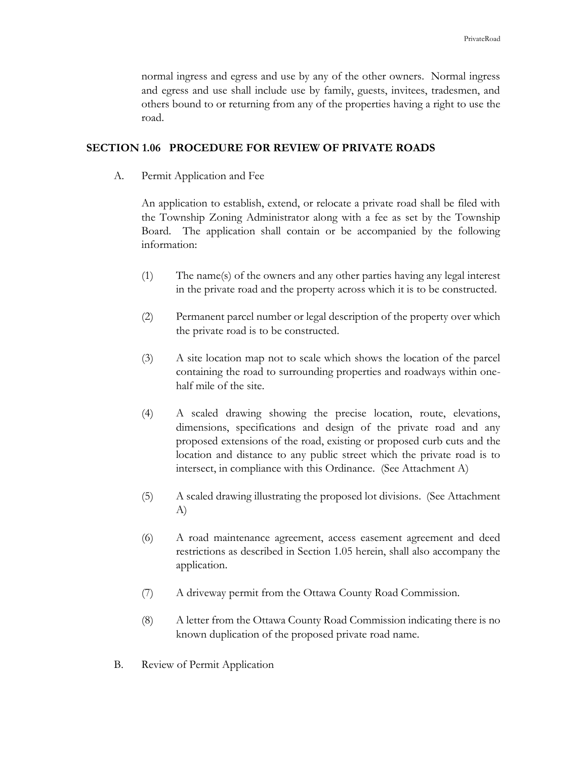normal ingress and egress and use by any of the other owners. Normal ingress and egress and use shall include use by family, guests, invitees, tradesmen, and others bound to or returning from any of the properties having a right to use the road.

## SECTION 1.06 PROCEDURE FOR REVIEW OF PRIVATE ROADS

A. Permit Application and Fee

An application to establish, extend, or relocate a private road shall be filed with the Township Zoning Administrator along with a fee as set by the Township Board. The application shall contain or be accompanied by the following information:

(1) The name(s) of the owners and any other parties having any legal interest in the private road and the property across which it is to be constructed.

(2) Permanent parcel number or legal description of the property over which the private road is to be constructed.

(3) A site location map not to scale which shows the location of the parcel containing the road to surrounding properties and roadways within one-half mile of the site.

(4) A scaled drawing showing the precise location, route, elevations, dimensions, specifications and design of the private road and any proposed extensions of the road, existing or proposed curb cuts and the location and distance to any public street which the private road is to intersect, in compliance with this Ordinance. (See Attachment A)

(5) A scaled drawing illustrating the proposed lot divisions. (See Attachment A)

(6) A road maintenance agreement, access easement agreement and deed restrictions as described in Section 1.05 herein, shall also accompany the application.

(7) A driveway permit from the Ottawa County Road Commission.

(8) A letter from the Ottawa County Road Commission indicating there is no known duplication of the proposed private road name.

B. Review of Permit Application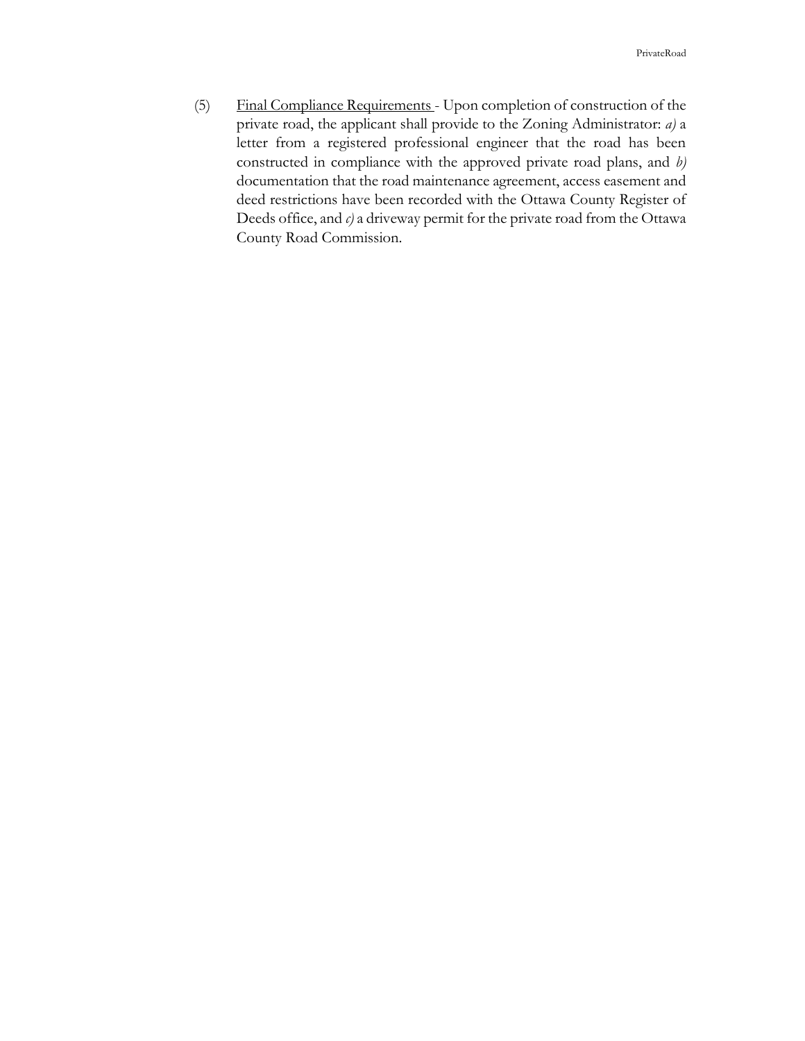(5) <u>Final Compliance Requirements</u> - Upon completion of construction of the private road, the applicant shall provide to the Zoning Administrator: *a)* a letter from a registered professional engineer that the road has been constructed in compliance with the approved private road plans, and *b)* documentation that the road maintenance agreement, access easement and deed restrictions have been recorded with the Ottawa County Register of Deeds office, and *c)* a driveway permit for the private road from the Ottawa County Road Commission.